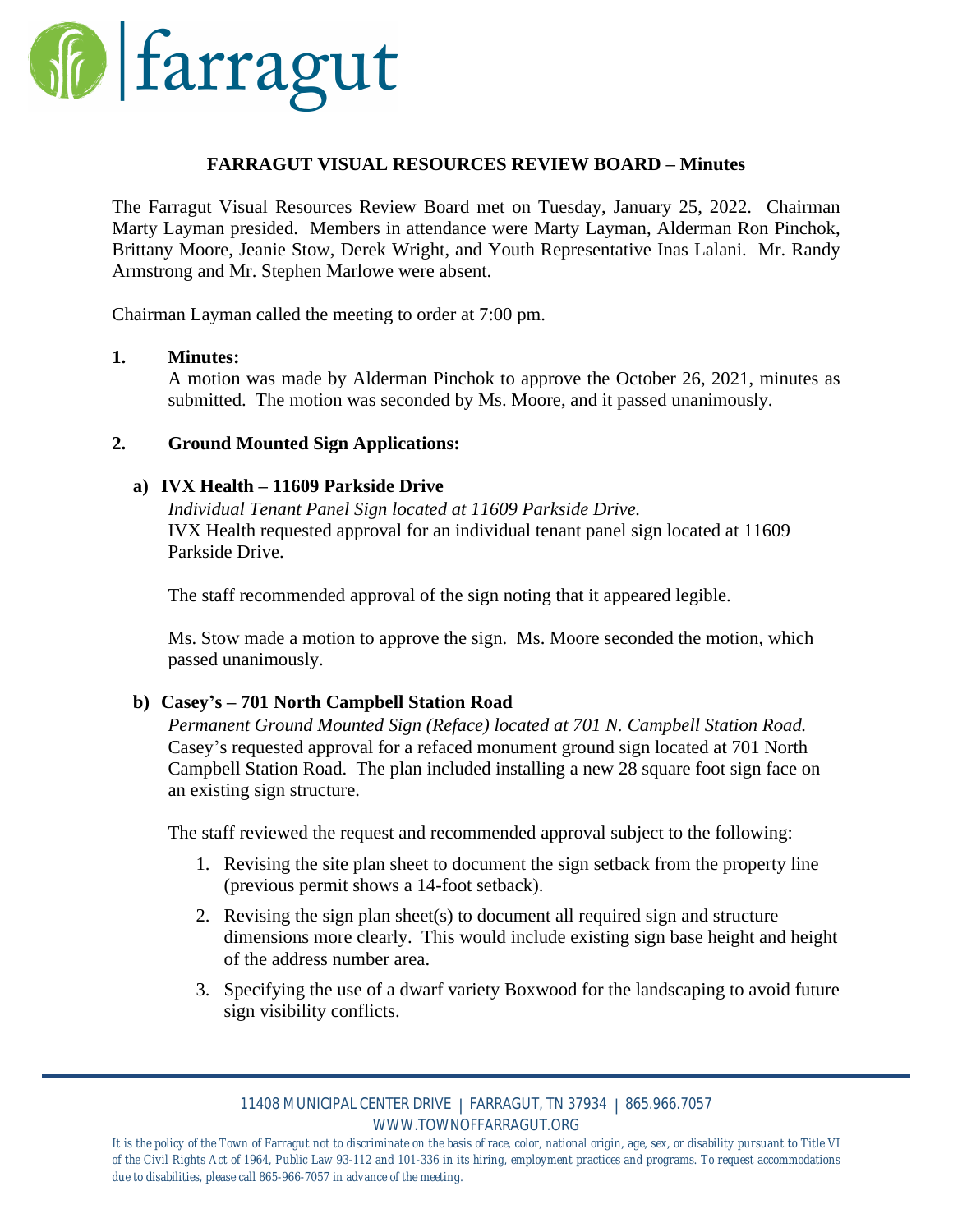# FARRAGUT VISUAL RESOURCES REVIEW BOARD – Minutes

The Farragut Visual Resources Review Board met on Tuesday, January 25, 2022. Chairman Marty Layman presided. Members in attendance were Marty Layman, Alderman Ron Pinchok, Brittany Moore, Jeanie Stow, Derek Wright, and Youth Representative Inas Lalani. Mr. Randy Armstrong and Mr. Stephen Marlowe were absent.

Chairman Layman called the meeting to order at 7:00 pm.

## 1. Minutes:

A motion was made by Alderman Pinchok to approve the October 26, 2021, minutes as submitted. The motion was seconded by Ms. Moore, and it passed unanimously.

## 2. Ground Mounted Sign Applications:

### a) IVX Health – 11609 Parkside Drive

*Individual Tenant Panel Sign located at 11609 Parkside Drive.*
IVX Health requested approval for an individual tenant panel sign located at 11609 Parkside Drive.

The staff recommended approval of the sign noting that it appeared legible.

Ms. Stow made a motion to approve the sign. Ms. Moore seconded the motion, which passed unanimously.

### b) Casey's – 701 North Campbell Station Road

*Permanent Ground Mounted Sign (Reface) located at 701 N. Campbell Station Road.*
Casey's requested approval for a refaced monument ground sign located at 701 North Campbell Station Road. The plan included installing a new 28 square foot sign face on an existing sign structure.

The staff reviewed the request and recommended approval subject to the following:

1. Revising the site plan sheet to document the sign setback from the property line (previous permit shows a 14-foot setback).
2. Revising the sign plan sheet(s) to document all required sign and structure dimensions more clearly. This would include existing sign base height and height of the address number area.
3. Specifying the use of a dwarf variety Boxwood for the landscaping to avoid future sign visibility conflicts.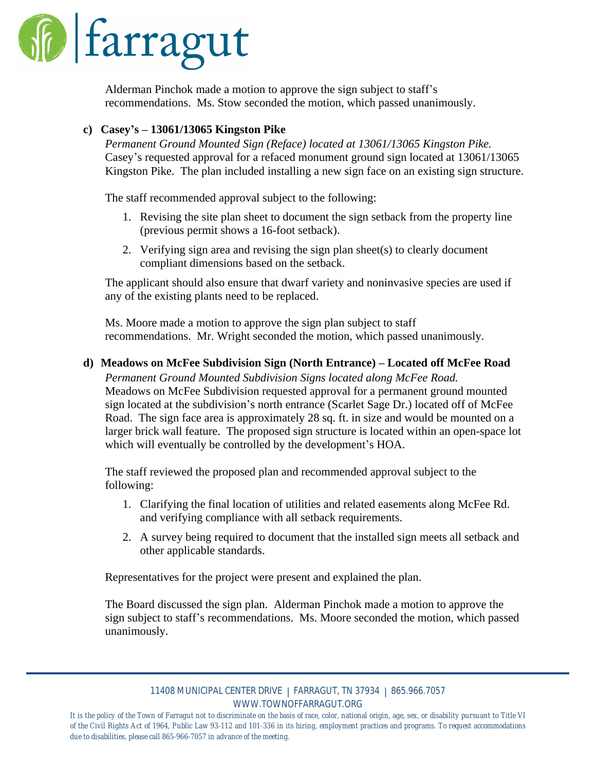Alderman Pinchok made a motion to approve the sign subject to staff's recommendations. Ms. Stow seconded the motion, which passed unanimously.

**c) Casey's – 13061/13065 Kingston Pike**

*Permanent Ground Mounted Sign (Reface) located at 13061/13065 Kingston Pike.*
Casey's requested approval for a refaced monument ground sign located at 13061/13065 Kingston Pike. The plan included installing a new sign face on an existing sign structure.

The staff recommended approval subject to the following:

1. Revising the site plan sheet to document the sign setback from the property line (previous permit shows a 16-foot setback).
2. Verifying sign area and revising the sign plan sheet(s) to clearly document compliant dimensions based on the setback.

The applicant should also ensure that dwarf variety and noninvasive species are used if any of the existing plants need to be replaced.

Ms. Moore made a motion to approve the sign plan subject to staff recommendations. Mr. Wright seconded the motion, which passed unanimously.

**d) Meadows on McFee Subdivision Sign (North Entrance) – Located off McFee Road**

*Permanent Ground Mounted Subdivision Signs located along McFee Road.*
Meadows on McFee Subdivision requested approval for a permanent ground mounted sign located at the subdivision's north entrance (Scarlet Sage Dr.) located off of McFee Road. The sign face area is approximately 28 sq. ft. in size and would be mounted on a larger brick wall feature. The proposed sign structure is located within an open-space lot which will eventually be controlled by the development's HOA.

The staff reviewed the proposed plan and recommended approval subject to the following:

1. Clarifying the final location of utilities and related easements along McFee Rd. and verifying compliance with all setback requirements.
2. A survey being required to document that the installed sign meets all setback and other applicable standards.

Representatives for the project were present and explained the plan.

The Board discussed the sign plan. Alderman Pinchok made a motion to approve the sign subject to staff's recommendations. Ms. Moore seconded the motion, which passed unanimously.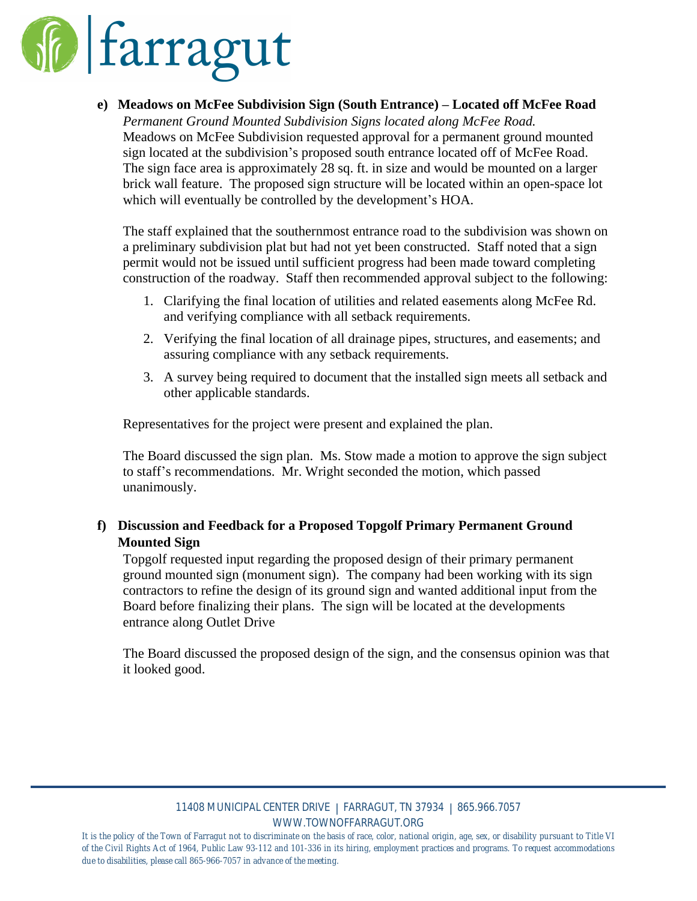**e) Meadows on McFee Subdivision Sign (South Entrance) – Located off McFee Road**

*Permanent Ground Mounted Subdivision Signs located along McFee Road.*

Meadows on McFee Subdivision requested approval for a permanent ground mounted sign located at the subdivision's proposed south entrance located off of McFee Road. The sign face area is approximately 28 sq. ft. in size and would be mounted on a larger brick wall feature. The proposed sign structure will be located within an open-space lot which will eventually be controlled by the development's HOA.

The staff explained that the southernmost entrance road to the subdivision was shown on a preliminary subdivision plat but had not yet been constructed. Staff noted that a sign permit would not be issued until sufficient progress had been made toward completing construction of the roadway. Staff then recommended approval subject to the following:

1. Clarifying the final location of utilities and related easements along McFee Rd. and verifying compliance with all setback requirements.
2. Verifying the final location of all drainage pipes, structures, and easements; and assuring compliance with any setback requirements.
3. A survey being required to document that the installed sign meets all setback and other applicable standards.

Representatives for the project were present and explained the plan.

The Board discussed the sign plan. Ms. Stow made a motion to approve the sign subject to staff's recommendations. Mr. Wright seconded the motion, which passed unanimously.

**f) Discussion and Feedback for a Proposed Topgolf Primary Permanent Ground Mounted Sign**

Topgolf requested input regarding the proposed design of their primary permanent ground mounted sign (monument sign). The company had been working with its sign contractors to refine the design of its ground sign and wanted additional input from the Board before finalizing their plans. The sign will be located at the developments entrance along Outlet Drive

The Board discussed the proposed design of the sign, and the consensus opinion was that it looked good.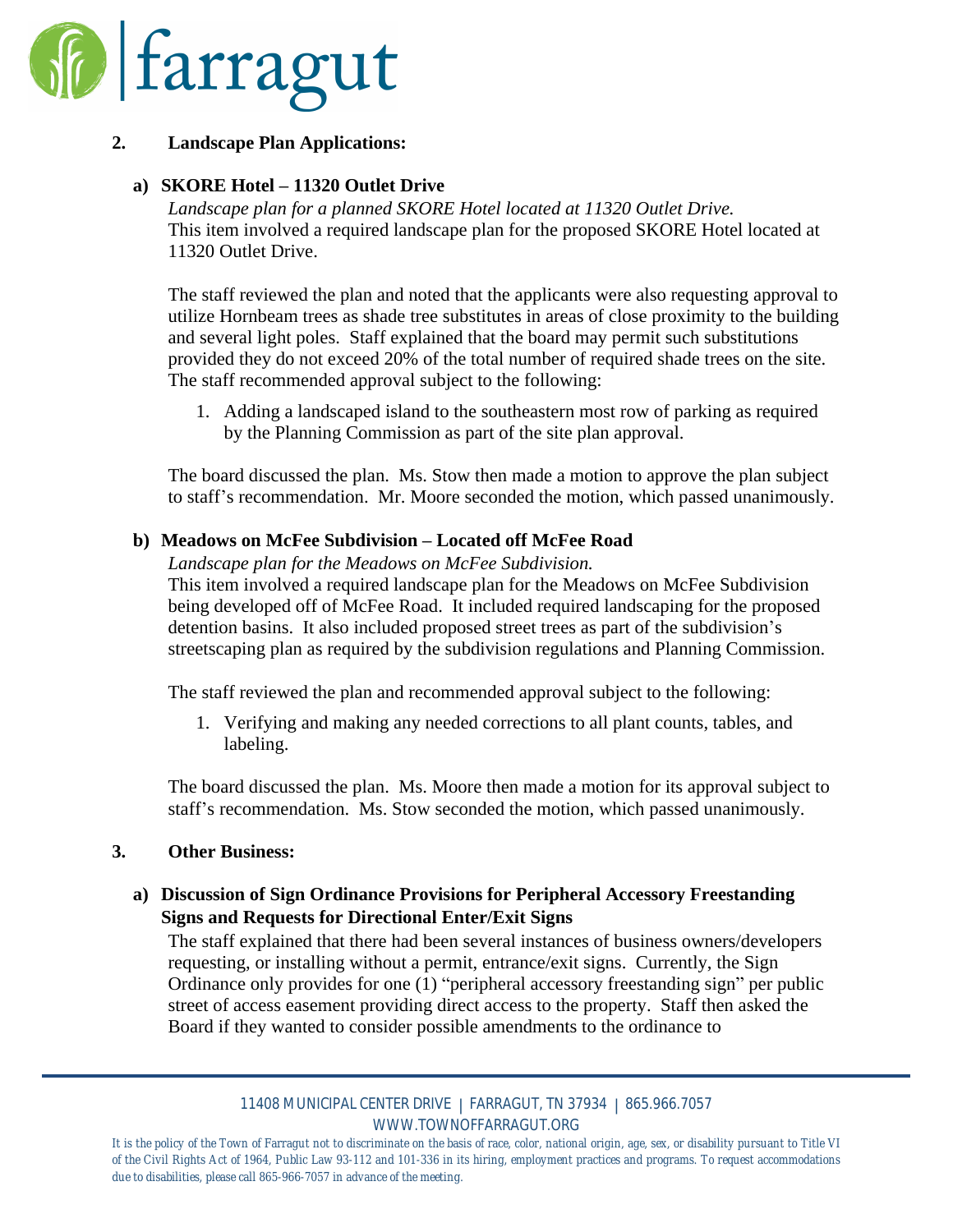## 2. Landscape Plan Applications:

### a) SKORE Hotel – 11320 Outlet Drive

*Landscape plan for a planned SKORE Hotel located at 11320 Outlet Drive.*
This item involved a required landscape plan for the proposed SKORE Hotel located at 11320 Outlet Drive.

The staff reviewed the plan and noted that the applicants were also requesting approval to utilize Hornbeam trees as shade tree substitutes in areas of close proximity to the building and several light poles. Staff explained that the board may permit such substitutions provided they do not exceed 20% of the total number of required shade trees on the site. The staff recommended approval subject to the following:

1. Adding a landscaped island to the southeastern most row of parking as required by the Planning Commission as part of the site plan approval.

The board discussed the plan. Ms. Stow then made a motion to approve the plan subject to staff's recommendation. Mr. Moore seconded the motion, which passed unanimously.

### b) Meadows on McFee Subdivision – Located off McFee Road

*Landscape plan for the Meadows on McFee Subdivision.*
This item involved a required landscape plan for the Meadows on McFee Subdivision being developed off of McFee Road. It included required landscaping for the proposed detention basins. It also included proposed street trees as part of the subdivision's streetscaping plan as required by the subdivision regulations and Planning Commission.

The staff reviewed the plan and recommended approval subject to the following:

1. Verifying and making any needed corrections to all plant counts, tables, and labeling.

The board discussed the plan. Ms. Moore then made a motion for its approval subject to staff's recommendation. Ms. Stow seconded the motion, which passed unanimously.

## 3. Other Business:

### a) Discussion of Sign Ordinance Provisions for Peripheral Accessory Freestanding Signs and Requests for Directional Enter/Exit Signs

The staff explained that there had been several instances of business owners/developers requesting, or installing without a permit, entrance/exit signs. Currently, the Sign Ordinance only provides for one (1) "peripheral accessory freestanding sign" per public street of access easement providing direct access to the property. Staff then asked the Board if they wanted to consider possible amendments to the ordinance to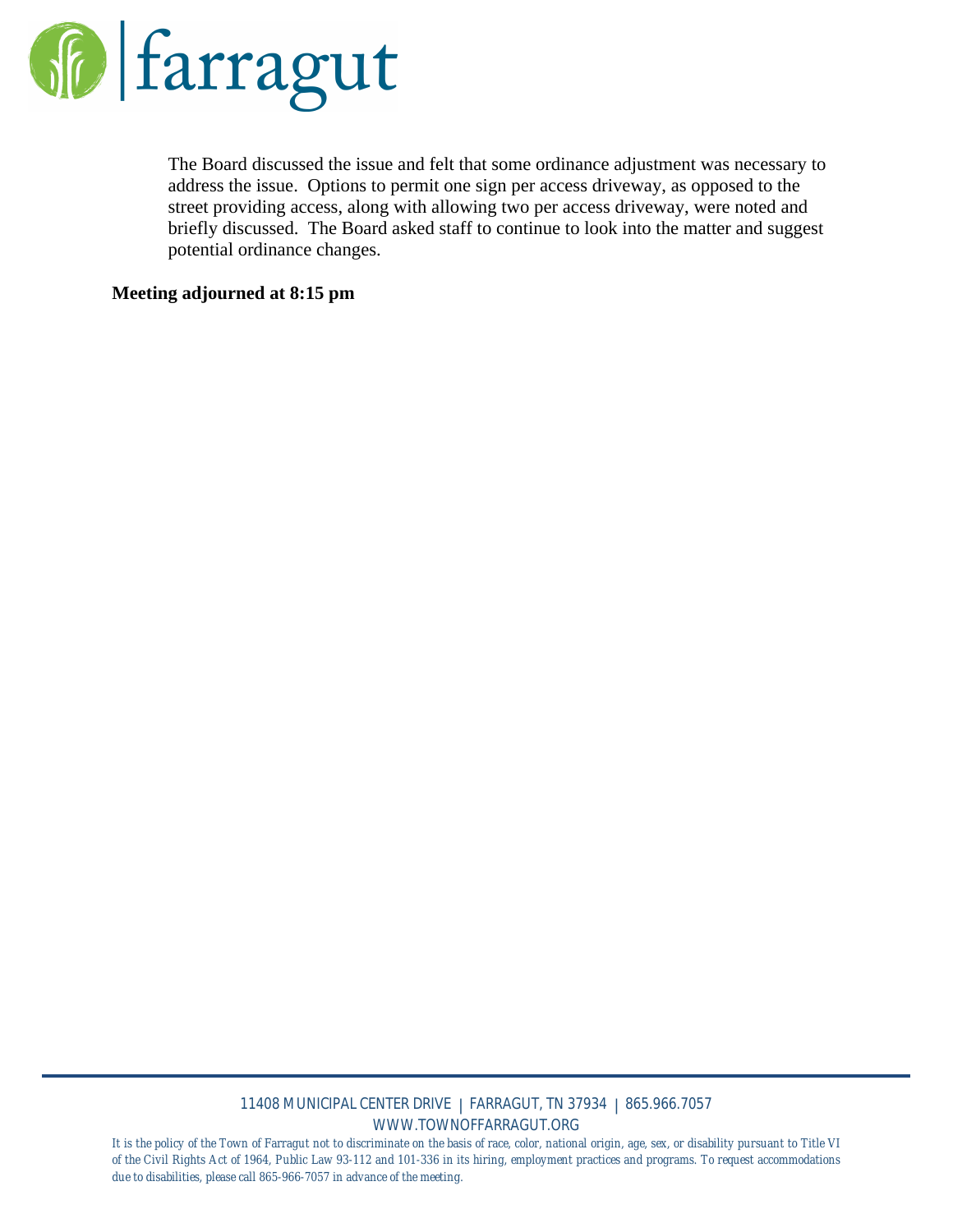The Board discussed the issue and felt that some ordinance adjustment was necessary to address the issue. Options to permit one sign per access driveway, as opposed to the street providing access, along with allowing two per access driveway, were noted and briefly discussed. The Board asked staff to continue to look into the matter and suggest potential ordinance changes.

**Meeting adjourned at 8:15 pm**